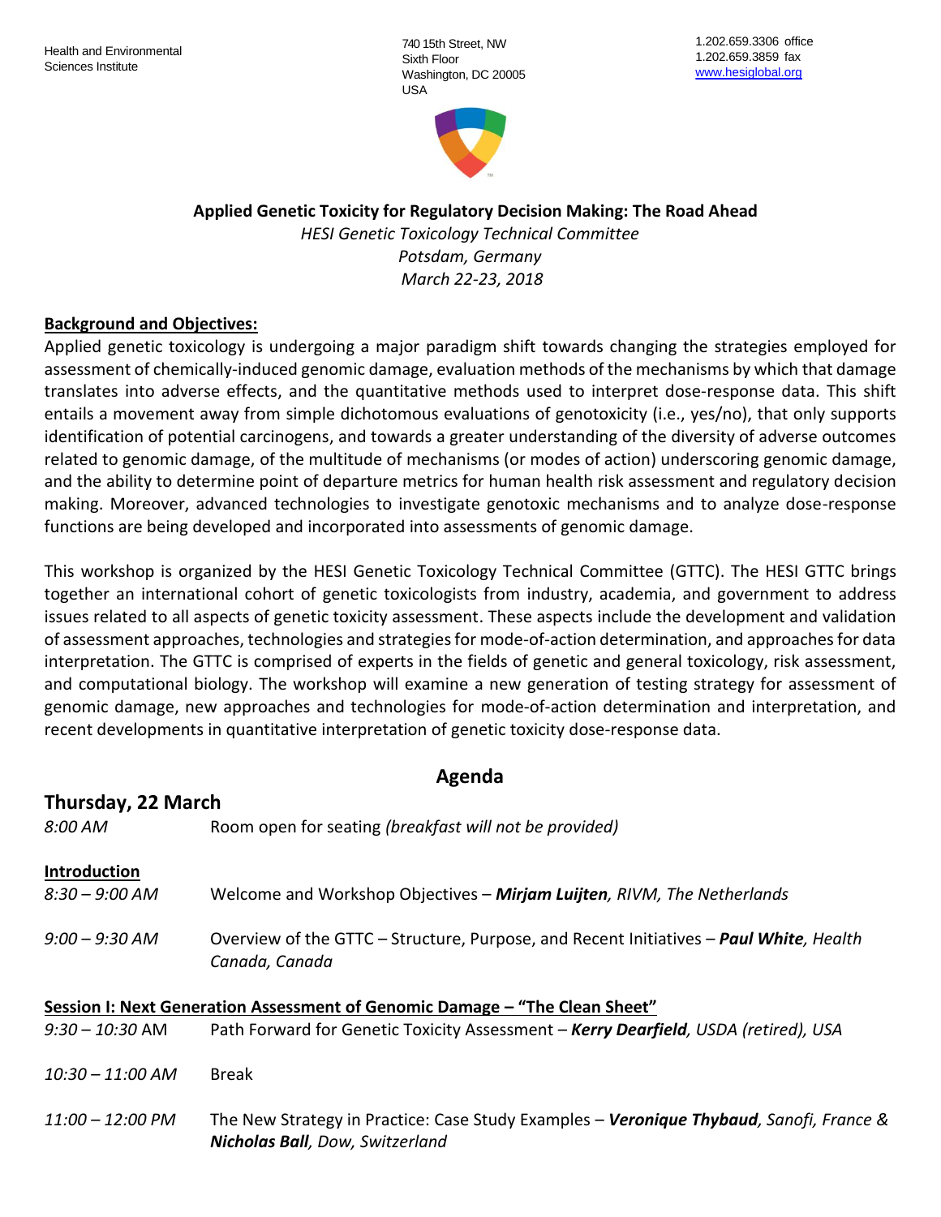Health and Environmental Sciences Institute

740 15th Street, NW
Sixth Floor
Washington, DC 20005
USA

1.202.659.3306 office
1.202.659.3859 fax
www.hesiglobal.org

**Applied Genetic Toxicity for Regulatory Decision Making: The Road Ahead**

*HESI Genetic Toxicology Technical Committee*
*Potsdam, Germany*
*March 22-23, 2018*

## Background and Objectives:

Applied genetic toxicology is undergoing a major paradigm shift towards changing the strategies employed for assessment of chemically-induced genomic damage, evaluation methods of the mechanisms by which that damage translates into adverse effects, and the quantitative methods used to interpret dose-response data. This shift entails a movement away from simple dichotomous evaluations of genotoxicity (i.e., yes/no), that only supports identification of potential carcinogens, and towards a greater understanding of the diversity of adverse outcomes related to genomic damage, of the multitude of mechanisms (or modes of action) underscoring genomic damage, and the ability to determine point of departure metrics for human health risk assessment and regulatory decision making. Moreover, advanced technologies to investigate genotoxic mechanisms and to analyze dose-response functions are being developed and incorporated into assessments of genomic damage.

This workshop is organized by the HESI Genetic Toxicology Technical Committee (GTTC). The HESI GTTC brings together an international cohort of genetic toxicologists from industry, academia, and government to address issues related to all aspects of genetic toxicity assessment. These aspects include the development and validation of assessment approaches, technologies and strategies for mode-of-action determination, and approaches for data interpretation. The GTTC is comprised of experts in the fields of genetic and general toxicology, risk assessment, and computational biology. The workshop will examine a new generation of testing strategy for assessment of genomic damage, new approaches and technologies for mode-of-action determination and interpretation, and recent developments in quantitative interpretation of genetic toxicity dose-response data.

# Agenda

## Thursday, 22 March

*8:00 AM* — Room open for seating *(breakfast will not be provided)*

### Introduction

*8:30 – 9:00 AM* — Welcome and Workshop Objectives – ***Mirjam Luijten****, RIVM, The Netherlands*

*9:00 – 9:30 AM* — Overview of the GTTC – Structure, Purpose, and Recent Initiatives – ***Paul White****, Health Canada, Canada*

### Session I: Next Generation Assessment of Genomic Damage – "The Clean Sheet"

*9:30 – 10:30 AM* — Path Forward for Genetic Toxicity Assessment – ***Kerry Dearfield****, USDA (retired), USA*

*10:30 – 11:00 AM* — Break

*11:00 – 12:00 PM* — The New Strategy in Practice: Case Study Examples – ***Veronique Thybaud****, Sanofi, France &* ***Nicholas Ball****, Dow, Switzerland*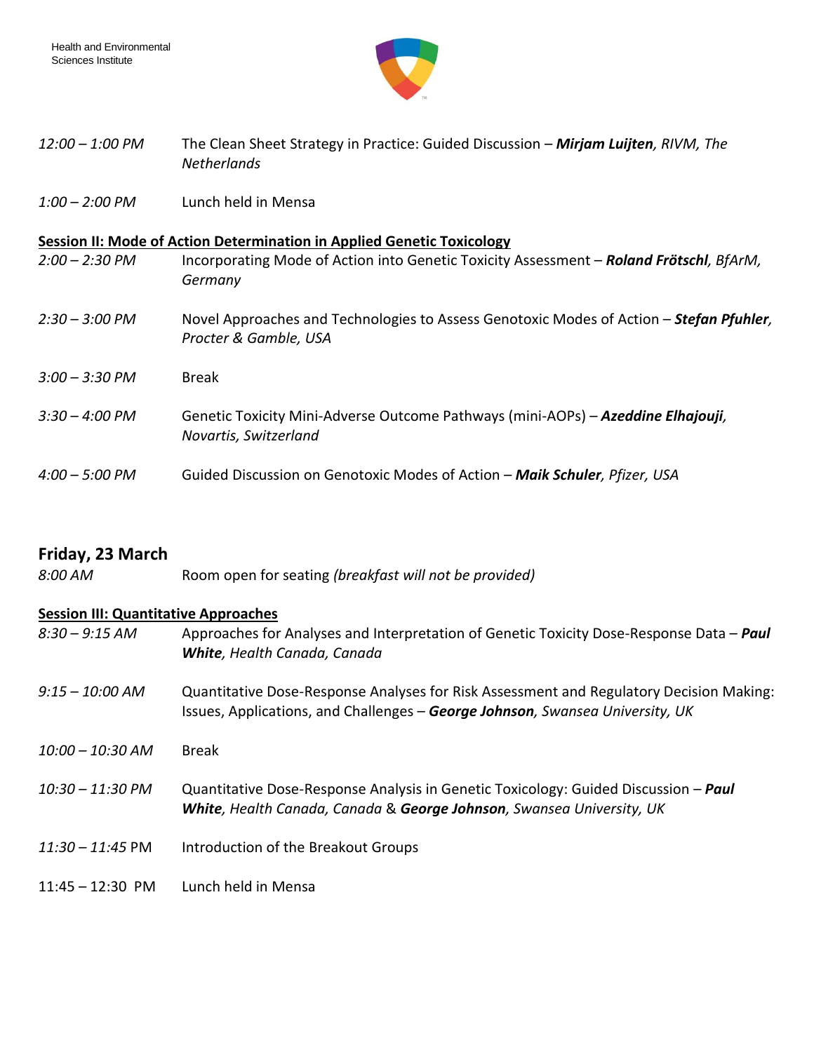*12:00 – 1:00 PM* The Clean Sheet Strategy in Practice: Guided Discussion – ***Mirjam Luijten****, RIVM, The Netherlands*

*1:00 – 2:00 PM* Lunch held in Mensa

**Session II: Mode of Action Determination in Applied Genetic Toxicology**

*2:00 – 2:30 PM* Incorporating Mode of Action into Genetic Toxicity Assessment – ***Roland Frötschl****, BfArM, Germany*

*2:30 – 3:00 PM* Novel Approaches and Technologies to Assess Genotoxic Modes of Action – ***Stefan Pfuhler****, Procter & Gamble, USA*

*3:00 – 3:30 PM* Break

*3:30 – 4:00 PM* Genetic Toxicity Mini-Adverse Outcome Pathways (mini-AOPs) – ***Azeddine Elhajouji****, Novartis, Switzerland*

*4:00 – 5:00 PM* Guided Discussion on Genotoxic Modes of Action – ***Maik Schuler****, Pfizer, USA*

## Friday, 23 March

*8:00 AM* Room open for seating *(breakfast will not be provided)*

**Session III: Quantitative Approaches**

*8:30 – 9:15 AM* Approaches for Analyses and Interpretation of Genetic Toxicity Dose-Response Data – ***Paul White****, Health Canada, Canada*

*9:15 – 10:00 AM* Quantitative Dose-Response Analyses for Risk Assessment and Regulatory Decision Making: Issues, Applications, and Challenges – ***George Johnson****, Swansea University, UK*

*10:00 – 10:30 AM* Break

*10:30 – 11:30 PM* Quantitative Dose-Response Analysis in Genetic Toxicology: Guided Discussion – ***Paul White****, Health Canada, Canada* & ***George Johnson****, Swansea University, UK*

*11:30 – 11:45* PM Introduction of the Breakout Groups

11:45 – 12:30 PM Lunch held in Mensa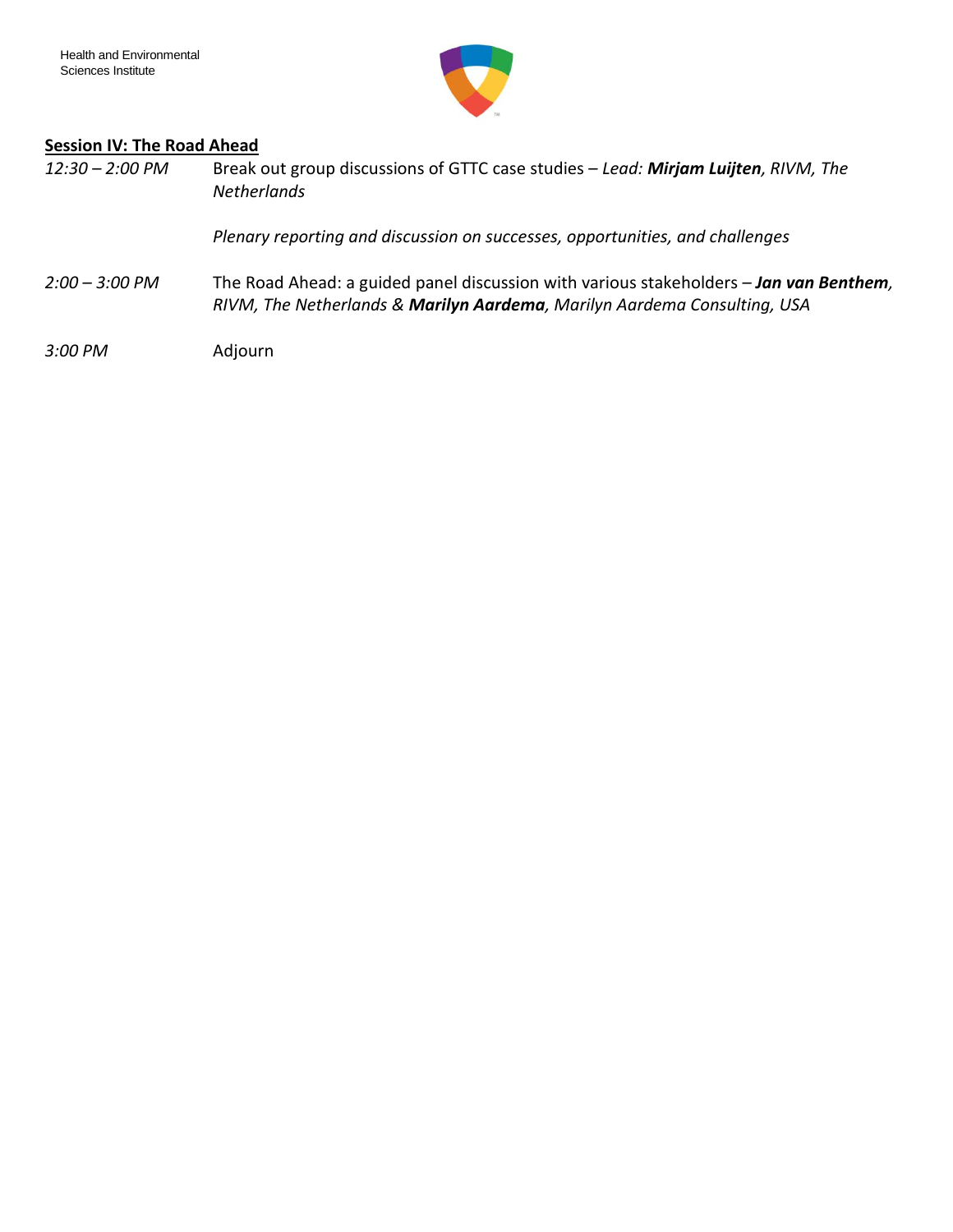**Session IV: The Road Ahead**

*12:30 – 2:00 PM* Break out group discussions of GTTC case studies – *Lead:* ***Mirjam Luijten****, RIVM, The Netherlands*

*Plenary reporting and discussion on successes, opportunities, and challenges*

*2:00 – 3:00 PM* The Road Ahead: a guided panel discussion with various stakeholders – ***Jan van Benthem****, RIVM, The Netherlands &* ***Marilyn Aardema****, Marilyn Aardema Consulting, USA*

*3:00 PM* Adjourn